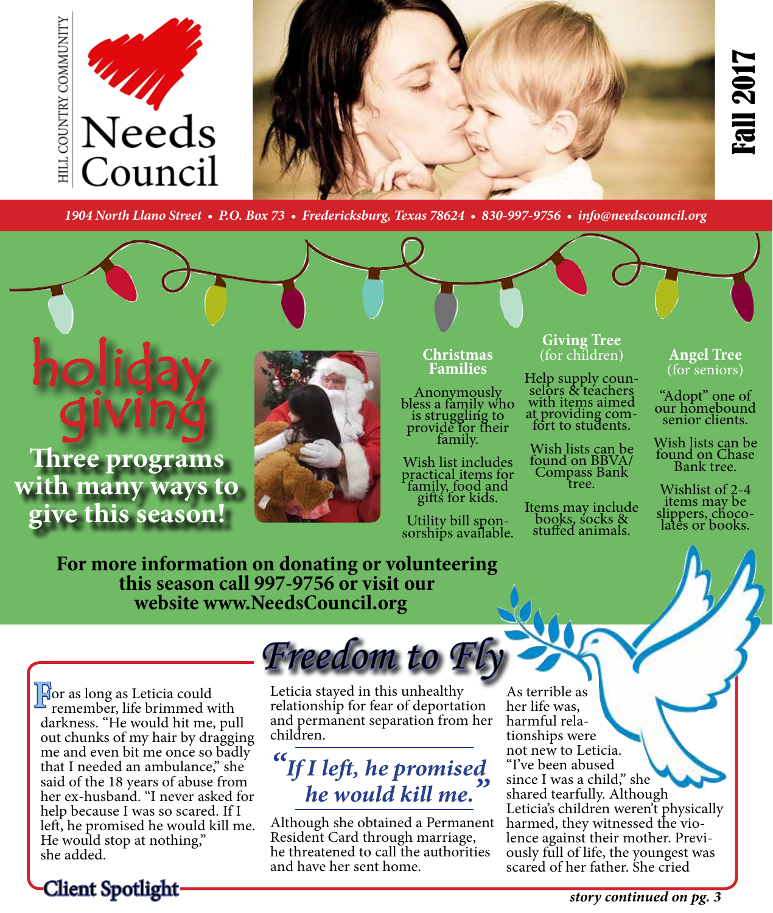HILL COUNTRY COMMUNITY

# Needs Council

**Fall 2017**

*1904 North Llano Street • P.O. Box 73 • Fredericksburg, Texas 78624 • 830-997-9756 • info@needscouncil.org*

## holiday giving

**Three programs with many ways to give this season!**

### Christmas Families

Anonymously bless a family who is struggling to provide for their family.

Wish list includes practical items for family, food and gifts for kids.

Utility bill sponsorships available.

### Giving Tree (for children)

Help supply counselors & teachers with items aimed at providing comfort to students.

Wish lists can be found on BBVA/ Compass Bank tree.

Items may include books, socks & stuffed animals.

### Angel Tree (for seniors)

"Adopt" one of our homebound senior clients.

Wish lists can be found on Chase Bank tree.

Wishlist of 2-4 items may be slippers, chocolates or books.

**For more information on donating or volunteering this season call 997-9756 or visit our website www.NeedsCouncil.org**

## Freedom to Fly

**Client Spotlight**

For as long as Leticia could remember, life brimmed with darkness. "He would hit me, pull out chunks of my hair by dragging me and even bit me once so badly that I needed an ambulance," she said of the 18 years of abuse from her ex-husband. "I never asked for help because I was so scared. If I left, he promised he would kill me. He would stop at nothing," she added.

Leticia stayed in this unhealthy relationship for fear of deportation and permanent separation from her children.

> *"If I left, he promised he would kill me."*

Although she obtained a Permanent Resident Card through marriage, he threatened to call the authorities and have her sent home.

As terrible as her life was, harmful relationships were not new to Leticia. "I've been abused since I was a child," she shared tearfully. Although Leticia's children weren't physically harmed, they witnessed the violence against their mother. Previously full of life, the youngest was scared of her father. She cried

***story continued on pg. 3***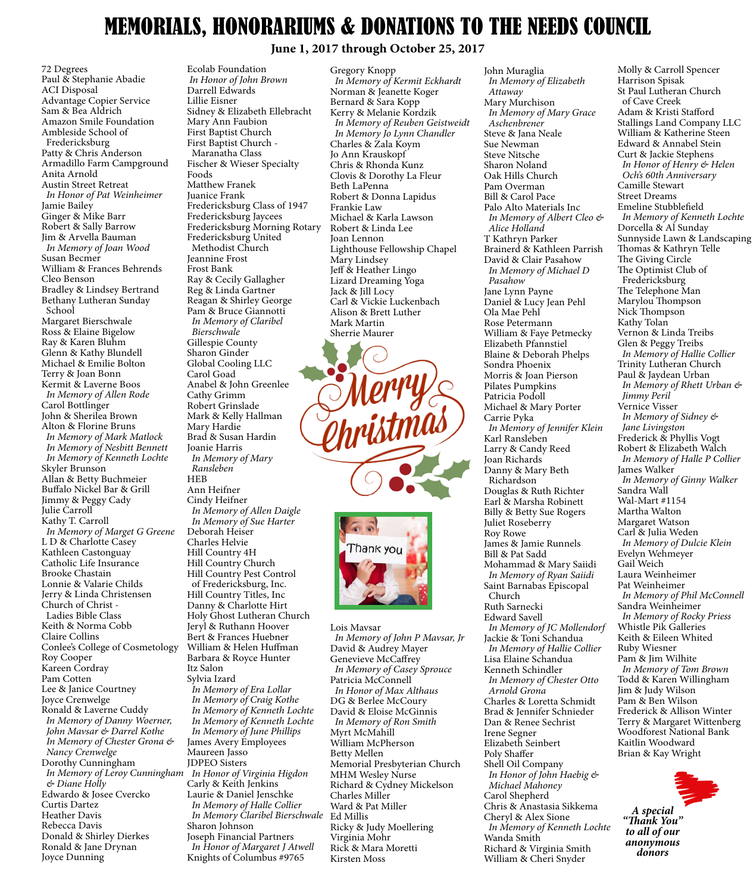# MEMORIALS, HONORARIUMS & DONATIONS TO THE NEEDS COUNCIL

**June 1, 2017 through October 25, 2017**

72 Degrees
Paul & Stephanie Abadie
ACI Disposal
Advantage Copier Service
Sam & Bea Aldrich
Amazon Smile Foundation
Ambleside School of Fredericksburg
Patty & Chris Anderson
Armadillo Farm Campground
Anita Arnold
Austin Street Retreat
*In Honor of Pat Weinheimer*
Jamie Bailey
Ginger & Mike Barr
Robert & Sally Barrow
Jim & Arvella Bauman
*In Memory of Joan Wood*
Susan Becmer
William & Frances Behrends
Cleo Benson
Bradley & Lindsey Bertrand
Bethany Lutheran Sunday School
Margaret Bierschwale
Ross & Elaine Bigelow
Ray & Karen Bluhm
Glenn & Kathy Blundell
Michael & Emilie Bolton
Terry & Joan Bonn
Kermit & Laverne Boos
*In Memory of Allen Rode*
Carol Bottlinger
John & Sherilea Brown
Alton & Florine Bruns
*In Memory of Mark Matlock*
*In Memory of Nesbitt Bennett*
*In Memory of Kenneth Lochte*
Skyler Brunson
Allan & Betty Buchmeier
Buffalo Nickel Bar & Grill
Jimmy & Peggy Cady
Julie Carroll
Kathy T. Carroll
*In Memory of Marget G Greene*
L D & Charlotte Casey
Kathleen Castonguay
Catholic Life Insurance
Brooke Chastain
Lonnie & Valarie Childs
Jerry & Linda Christensen
Church of Christ - Ladies Bible Class
Keith & Norma Cobb
Claire Collins
Conlee's College of Cosmetology
Roy Cooper
Kareen Cordray
Pam Cotten
Lee & Janice Courtney
Joyce Crenwelge
Ronald & Laverne Cuddy
*In Memory of Danny Woerner, John Mavsar & Darrel Kothe*
*In Memory of Chester Grona & Nancy Crenwelge*
Dorothy Cunningham
*In Memory of Leroy Cunningham & Diane Holly*
Edwardo & Josee Cvercko
Curtis Dartez
Heather Davis
Rebecca Davis
Donald & Shirley Dierkes
Ronald & Jane Drynan
Joyce Dunning
Ecolab Foundation
*In Honor of John Brown*
Darrell Edwards
Lillie Eisner
Sidney & Elizabeth Ellebracht
Mary Ann Faubion
First Baptist Church
First Baptist Church - Maranatha Class
Fischer & Wieser Specialty Foods
Matthew Franek
Juanice Frank
Fredericksburg Class of 1947
Fredericksburg Jaycees
Fredericksburg Morning Rotary
Fredericksburg United Methodist Church
Jeannine Frost
Frost Bank
Ray & Cecily Gallagher
Reg & Linda Gartner
Reagan & Shirley George
Pam & Bruce Giannotti
*In Memory of Claribel Bierschwale*
Gillespie County
Sharon Ginder
Global Cooling LLC
Carol Goad
Anabel & John Greenlee
Cathy Grimm
Robert Grinslade
Mark & Kelly Hallman
Mary Hardie
Brad & Susan Hardin
Joanie Harris
*In Memory of Mary Ransleben*
HEB
Ann Heifner
Cindy Heifner
*In Memory of Allen Daigle*
*In Memory of Sue Harter*
Deborah Heiser
Charles Helvie
Hill Country 4H
Hill Country Church
Hill Country Pest Control of Fredericksburg, Inc.
Hill Country Titles, Inc
Danny & Charlotte Hirt
Holy Ghost Lutheran Church
Jeryl & Ruthann Hoover
Bert & Frances Huebner
William & Helen Huffman
Barbara & Royce Hunter
Itz Salon
Sylvia Izard
*In Memory of Era Lollar*
*In Memory of Craig Kothe*
*In Memory of Kenneth Lochte*
*In Memory of Kenneth Lochte*
*In Memory of June Phillips*
James Avery Employees
Maureen Jasso
JDPEO Sisters
*In Honor of Virginia Higdon*
Carly & Keith Jenkins
Laurie & Daniel Jenschke
*In Memory of Halle Collier*
*In Memory Claribel Bierschwale*
Sharon Johnson
Joseph Financial Partners
*In Honor of Margaret J Atwell*
Knights of Columbus #9765
Gregory Knopp
*In Memory of Kermit Eckhardt*
Norman & Jeanette Koger
Bernard & Sara Kopp
Kerry & Melanie Kordzik
*In Memory of Reuben Geistweidt*
*In Memory Jo Lynn Chandler*
Charles & Zala Koym
Jo Ann Krauskopf
Chris & Rhonda Kunz
Clovis & Dorothy La Fleur
Beth LaPenna
Robert & Donna Lapidus
Frankie Law
Michael & Karla Lawson
Robert & Linda Lee
Joan Lennon
Lighthouse Fellowship Chapel
Mary Lindsey
Jeff & Heather Lingo
Lizard Dreaming Yoga
Jack & Jill Locy
Carl & Vickie Luckenbach
Alison & Brett Luther
Mark Martin
Sherrie Maurer

Merry Christmas

Thank you

Lois Mavsar
*In Memory of John P Mavsar, Jr*
David & Audrey Mayer
Genevieve McCaffrey
*In Memory of Casey Sprouce*
Patricia McConnell
*In Honor of Max Althaus*
DG & Berlee McCoury
David & Eloise McGinnis
*In Memory of Ron Smith*
Myrt McMahill
William McPherson
Betty Mellen
Memorial Presbyterian Church
MHM Wesley Nurse
Richard & Cydney Mickelson
Charles Miller
Ward & Pat Miller
Ed Millis
Ricky & Judy Moellering
Virginia Mohr
Rick & Mara Moretti
Kirsten Moss
John Muraglia
*In Memory of Elizabeth Attaway*
Mary Murchison
*In Memory of Mary Grace Aschenbrener*
Steve & Jana Neale
Sue Newman
Steve Nitsche
Sharon Noland
Oak Hills Church
Pam Overman
Bill & Carol Pace
Palo Alto Materials Inc
*In Memory of Albert Cleo & Alice Holland*
T Kathryn Parker
Brainerd & Kathleen Parrish
David & Clair Pasahow
*In Memory of Michael D Pasahow*
Jane Lynn Payne
Daniel & Lucy Jean Pehl
Ola Mae Pehl
Rose Petermann
William & Faye Petmecky
Elizabeth Pfannstiel
Blaine & Deborah Phelps
Sondra Phoenix
Morris & Joan Pierson
Pilates Pumpkins
Patricia Podoll
Michael & Mary Porter
Carrie Pyka
*In Memory of Jennifer Klein*
Karl Ransleben
Larry & Candy Reed
Joan Richards
Danny & Mary Beth Richardson
Douglas & Ruth Richter
Earl & Marsha Robinett
Billy & Betty Sue Rogers
Juliet Roseberry
Roy Rowe
James & Jamie Runnels
Bill & Pat Sadd
Mohammad & Mary Saiidi
*In Memory of Ryan Saiidi*
Saint Barnabas Episcopal Church
Ruth Sarnecki
Edward Savell
*In Memory of JC Mollendorf*
Jackie & Toni Schandua
*In Memory of Hallie Collier*
Lisa Elaine Schandua
Kenneth Schindler
*In Memory of Chester Otto Arnold Grona*
Charles & Loretta Schmidt
Brad & Jennifer Schnieder
Dan & Renee Sechrist
Irene Segner
Elizabeth Seinbert
Poly Shaffer
Shell Oil Company
*In Honor of John Haebig & Michael Mahoney*
Carol Shepherd
Chris & Anastasia Sikkema
Cheryl & Alex Sione
*In Memory of Kenneth Lochte*
Wanda Smith
Richard & Virginia Smith
William & Cheri Snyder
Molly & Carroll Spencer
Harrison Spisak
St Paul Lutheran Church of Cave Creek
Adam & Kristi Stafford
Stallings Land Company LLC
William & Katherine Steen
Edward & Annabel Stein
Curt & Jackie Stephens
*In Honor of Henry & Helen Och's 60th Anniversary*
Camille Stewart
Street Dreams
Emeline Stubblefield
*In Memory of Kenneth Lochte*
Dorcella & Al Sunday
Sunnyside Lawn & Landscaping
Thomas & Kathryn Telle
The Giving Circle
The Optimist Club of Fredericksburg
The Telephone Man
Marylou Thompson
Nick Thompson
Kathy Tolan
Vernon & Linda Treibs
Glen & Peggy Treibs
*In Memory of Hallie Collier*
Trinity Lutheran Church
Paul & Jaydean Urban
*In Memory of Rhett Urban & Jimmy Peril*
Vernice Visser
*In Memory of Sidney & Jane Livingston*
Frederick & Phyllis Vogt
Robert & Elizabeth Walch
*In Memory of Halle P Collier*
James Walker
*In Memory of Ginny Walker*
Sandra Wall
Wal-Mart #1154
Martha Walton
Margaret Watson
Carl & Julia Weden
*In Memory of Dulcie Klein*
Evelyn Wehmeyer
Gail Weich
Laura Weinheimer
Pat Weinheimer
*In Memory of Phil McConnell*
Sandra Weinheimer
*In Memory of Rocky Priess*
Whistle Pik Galleries
Keith & Eileen Whited
Ruby Wiesner
Pam & Jim Wilhite
*In Memory of Tom Brown*
Todd & Karen Willingham
Jim & Judy Wilson
Pam & Ben Wilson
Frederick & Allison Winter
Terry & Margaret Wittenberg
Woodforest National Bank
Kaitlin Woodward
Brian & Kay Wright

***A special "Thank You" to all of our anonymous donors***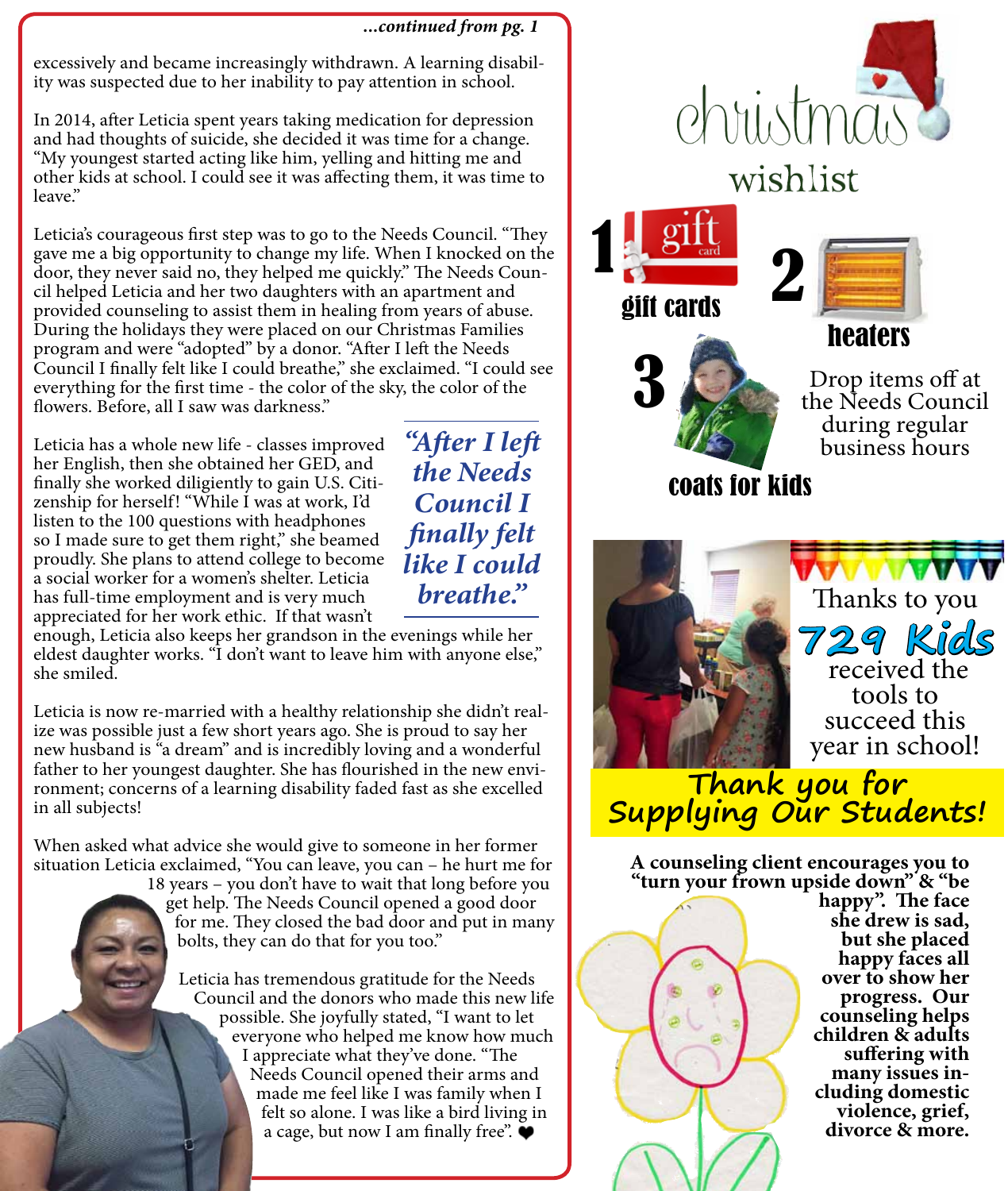*...continued from pg. 1*

excessively and became increasingly withdrawn. A learning disability was suspected due to her inability to pay attention in school.

In 2014, after Leticia spent years taking medication for depression and had thoughts of suicide, she decided it was time for a change. "My youngest started acting like him, yelling and hitting me and other kids at school. I could see it was affecting them, it was time to leave."

Leticia's courageous first step was to go to the Needs Council. "They gave me a big opportunity to change my life. When I knocked on the door, they never said no, they helped me quickly." The Needs Council helped Leticia and her two daughters with an apartment and provided counseling to assist them in healing from years of abuse. During the holidays they were placed on our Christmas Families program and were "adopted" by a donor. "After I left the Needs Council I finally felt like I could breathe," she exclaimed. "I could see everything for the first time - the color of the sky, the color of the flowers. Before, all I saw was darkness."

> ***"After I left the Needs Council I finally felt like I could breathe."***

Leticia has a whole new life - classes improved her English, then she obtained her GED, and finally she worked diligiently to gain U.S. Citizenship for herself! "While I was at work, I'd listen to the 100 questions with headphones so I made sure to get them right," she beamed proudly. She plans to attend college to become a social worker for a women's shelter. Leticia has full-time employment and is very much appreciated for her work ethic. If that wasn't enough, Leticia also keeps her grandson in the evenings while her eldest daughter works. "I don't want to leave him with anyone else," she smiled.

Leticia is now re-married with a healthy relationship she didn't realize was possible just a few short years ago. She is proud to say her new husband is "a dream" and is incredibly loving and a wonderful father to her youngest daughter. She has flourished in the new environment; concerns of a learning disability faded fast as she excelled in all subjects!

When asked what advice she would give to someone in her former situation Leticia exclaimed, "You can leave, you can – he hurt me for 18 years – you don't have to wait that long before you get help. The Needs Council opened a good door for me. They closed the bad door and put in many bolts, they can do that for you too."

Leticia has tremendous gratitude for the Needs Council and the donors who made this new life possible. She joyfully stated, "I want to let everyone who helped me know how much I appreciate what they've done. "The Needs Council opened their arms and made me feel like I was family when I felt so alone. I was like a bird living in a cage, but now I am finally free". ❤

# christmas wishlist

1. **gift cards**
2. **heaters**
3. **coats for kids**

Drop items off at the Needs Council during regular business hours

Thanks to you **729 Kids** received the tools to succeed this year in school!

## Thank you for Supplying Our Students!

**A counseling client encourages you to "turn your frown upside down" & "be happy". The face she drew is sad, but she placed happy faces all over to show her progress. Our counseling helps children & adults suffering with many issues including domestic violence, grief, divorce & more.**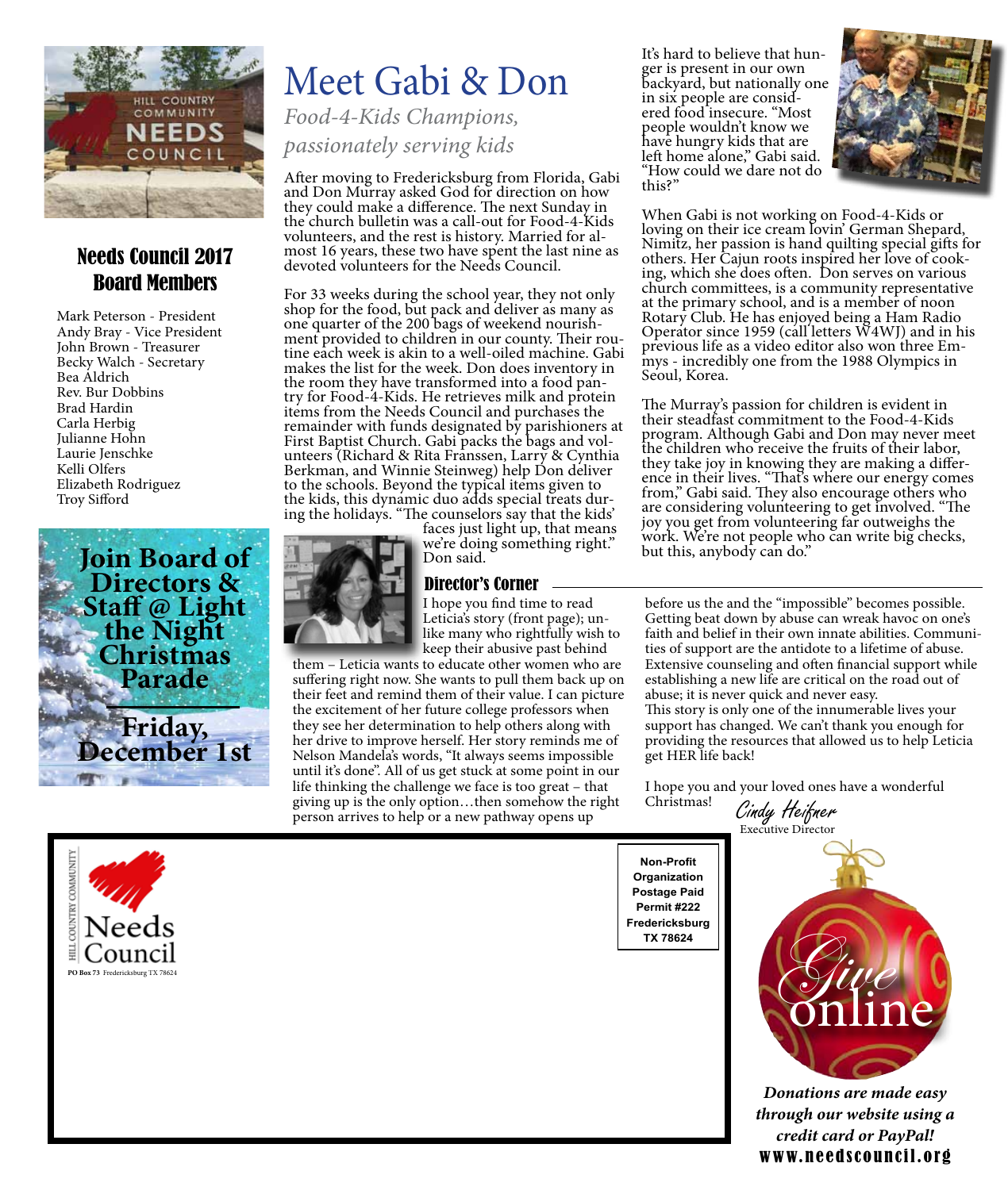HILL COUNTRY COMMUNITY NEEDS COUNCIL

## Needs Council 2017 Board Members

Mark Peterson - President
Andy Bray - Vice President
John Brown - Treasurer
Becky Walch - Secretary
Bea Aldrich
Rev. Bur Dobbins
Brad Hardin
Carla Herbig
Julianne Hohn
Laurie Jenschke
Kelli Olfers
Elizabeth Rodriguez
Troy Sifford

**Join Board of Directors & Staff @ Light the Night Christmas Parade**

**Friday, December 1st**

# Meet Gabi & Don

*Food-4-Kids Champions, passionately serving kids*

After moving to Fredericksburg from Florida, Gabi and Don Murray asked God for direction on how they could make a difference. The next Sunday in the church bulletin was a call-out for Food-4-Kids volunteers, and the rest is history. Married for almost 16 years, these two have spent the last nine as devoted volunteers for the Needs Council.

For 33 weeks during the school year, they not only shop for the food, but pack and deliver as many as one quarter of the 200 bags of weekend nourishment provided to children in our county. Their routine each week is akin to a well-oiled machine. Gabi makes the list for the week. Don does inventory in the room they have transformed into a food pantry for Food-4-Kids. He retrieves milk and protein items from the Needs Council and purchases the remainder with funds designated by parishioners at First Baptist Church. Gabi packs the bags and volunteers (Richard & Rita Franssen, Larry & Cynthia Berkman, and Winnie Steinweg) help Don deliver to the schools. Beyond the typical items given to the kids, this dynamic duo adds special treats during the holidays. "The counselors say that the kids' faces just light up, that means we're doing something right." Don said.

It's hard to believe that hunger is present in our own backyard, but nationally one in six people are considered food insecure. "Most people wouldn't know we have hungry kids that are left home alone," Gabi said. "How could we dare not do this?"

When Gabi is not working on Food-4-Kids or loving on their ice cream lovin' German Shepard, Nimitz, her passion is hand quilting special gifts for others. Her Cajun roots inspired her love of cooking, which she does often. Don serves on various church committees, is a community representative at the primary school, and is a member of noon Rotary Club. He has enjoyed being a Ham Radio Operator since 1959 (call letters W4WJ) and in his previous life as a video editor also won three Emmys - incredibly one from the 1988 Olympics in Seoul, Korea.

The Murray's passion for children is evident in their steadfast commitment to the Food-4-Kids program. Although Gabi and Don may never meet the children who receive the fruits of their labor, they take joy in knowing they are making a difference in their lives. "That's where our energy comes from," Gabi said. They also encourage others who are considering volunteering to get involved. "The joy you get from volunteering far outweighs the work. We're not people who can write big checks, but this, anybody can do."

## Director's Corner

I hope you find time to read Leticia's story (front page); unlike many who rightfully wish to keep their abusive past behind them – Leticia wants to educate other women who are suffering right now. She wants to pull them back up on their feet and remind them of their value. I can picture the excitement of her future college professors when they see her determination to help others along with her drive to improve herself. Her story reminds me of Nelson Mandela's words, "It always seems impossible until it's done". All of us get stuck at some point in our life thinking the challenge we face is too great – that giving up is the only option…then somehow the right person arrives to help or a new pathway opens up before us the and the "impossible" becomes possible. Getting beat down by abuse can wreak havoc on one's faith and belief in their own innate abilities. Communities of support are the antidote to a lifetime of abuse. Extensive counseling and often financial support while establishing a new life are critical on the road out of abuse; it is never quick and never easy.
This story is only one of the innumerable lives your support has changed. We can't thank you enough for providing the resources that allowed us to help Leticia get HER life back!

I hope you and your loved ones have a wonderful Christmas!

Cindy Heifner
Executive Director

HILL COUNTRY COMMUNITY Needs Council
**PO Box 73** Fredericksburg TX 78624

**Non-Profit Organization Postage Paid Permit #222 Fredericksburg TX 78624**

Give online

***Donations are made easy through our website using a credit card or PayPal!***

**www.needscouncil.org**